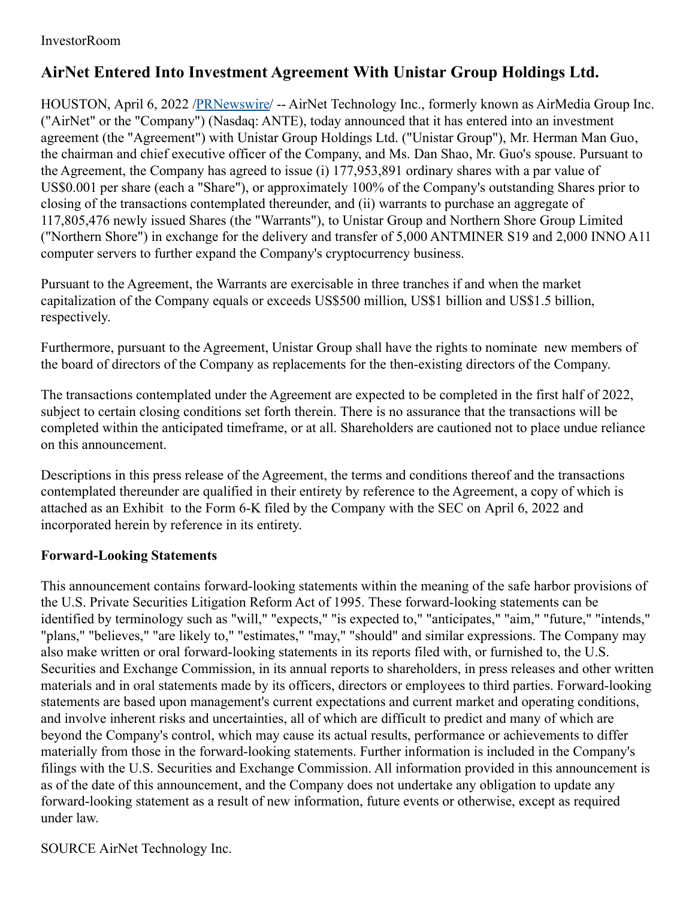InvestorRoom

# AirNet Entered Into Investment Agreement With Unistar Group Holdings Ltd.

HOUSTON, April 6, 2022 /PRNewswire/ -- AirNet Technology Inc., formerly known as AirMedia Group Inc. ("AirNet" or the "Company") (Nasdaq: ANTE), today announced that it has entered into an investment agreement (the "Agreement") with Unistar Group Holdings Ltd. ("Unistar Group"), Mr. Herman Man Guo, the chairman and chief executive officer of the Company, and Ms. Dan Shao, Mr. Guo's spouse. Pursuant to the Agreement, the Company has agreed to issue (i) 177,953,891 ordinary shares with a par value of US$0.001 per share (each a "Share"), or approximately 100% of the Company's outstanding Shares prior to closing of the transactions contemplated thereunder, and (ii) warrants to purchase an aggregate of 117,805,476 newly issued Shares (the "Warrants"), to Unistar Group and Northern Shore Group Limited ("Northern Shore") in exchange for the delivery and transfer of 5,000 ANTMINER S19 and 2,000 INNO A11 computer servers to further expand the Company's cryptocurrency business.

Pursuant to the Agreement, the Warrants are exercisable in three tranches if and when the market capitalization of the Company equals or exceeds US$500 million, US$1 billion and US$1.5 billion, respectively.

Furthermore, pursuant to the Agreement, Unistar Group shall have the rights to nominate new members of the board of directors of the Company as replacements for the then-existing directors of the Company.

The transactions contemplated under the Agreement are expected to be completed in the first half of 2022, subject to certain closing conditions set forth therein. There is no assurance that the transactions will be completed within the anticipated timeframe, or at all. Shareholders are cautioned not to place undue reliance on this announcement.

Descriptions in this press release of the Agreement, the terms and conditions thereof and the transactions contemplated thereunder are qualified in their entirety by reference to the Agreement, a copy of which is attached as an Exhibit to the Form 6-K filed by the Company with the SEC on April 6, 2022 and incorporated herein by reference in its entirety.

**Forward-Looking Statements**

This announcement contains forward-looking statements within the meaning of the safe harbor provisions of the U.S. Private Securities Litigation Reform Act of 1995. These forward-looking statements can be identified by terminology such as "will," "expects," "is expected to," "anticipates," "aim," "future," "intends," "plans," "believes," "are likely to," "estimates," "may," "should" and similar expressions. The Company may also make written or oral forward-looking statements in its reports filed with, or furnished to, the U.S. Securities and Exchange Commission, in its annual reports to shareholders, in press releases and other written materials and in oral statements made by its officers, directors or employees to third parties. Forward-looking statements are based upon management's current expectations and current market and operating conditions, and involve inherent risks and uncertainties, all of which are difficult to predict and many of which are beyond the Company's control, which may cause its actual results, performance or achievements to differ materially from those in the forward-looking statements. Further information is included in the Company's filings with the U.S. Securities and Exchange Commission. All information provided in this announcement is as of the date of this announcement, and the Company does not undertake any obligation to update any forward-looking statement as a result of new information, future events or otherwise, except as required under law.

SOURCE AirNet Technology Inc.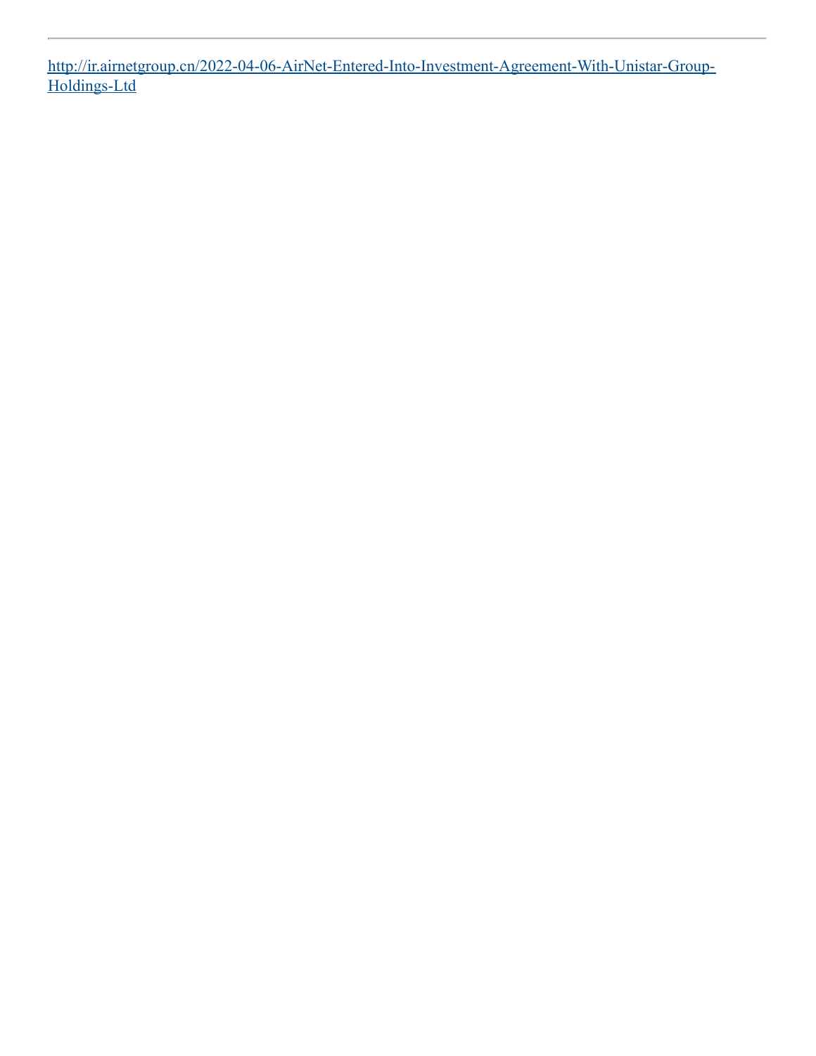http://ir.airnetgroup.cn/2022-04-06-AirNet-Entered-Into-Investment-Agreement-With-Unistar-Group-Holdings-Ltd